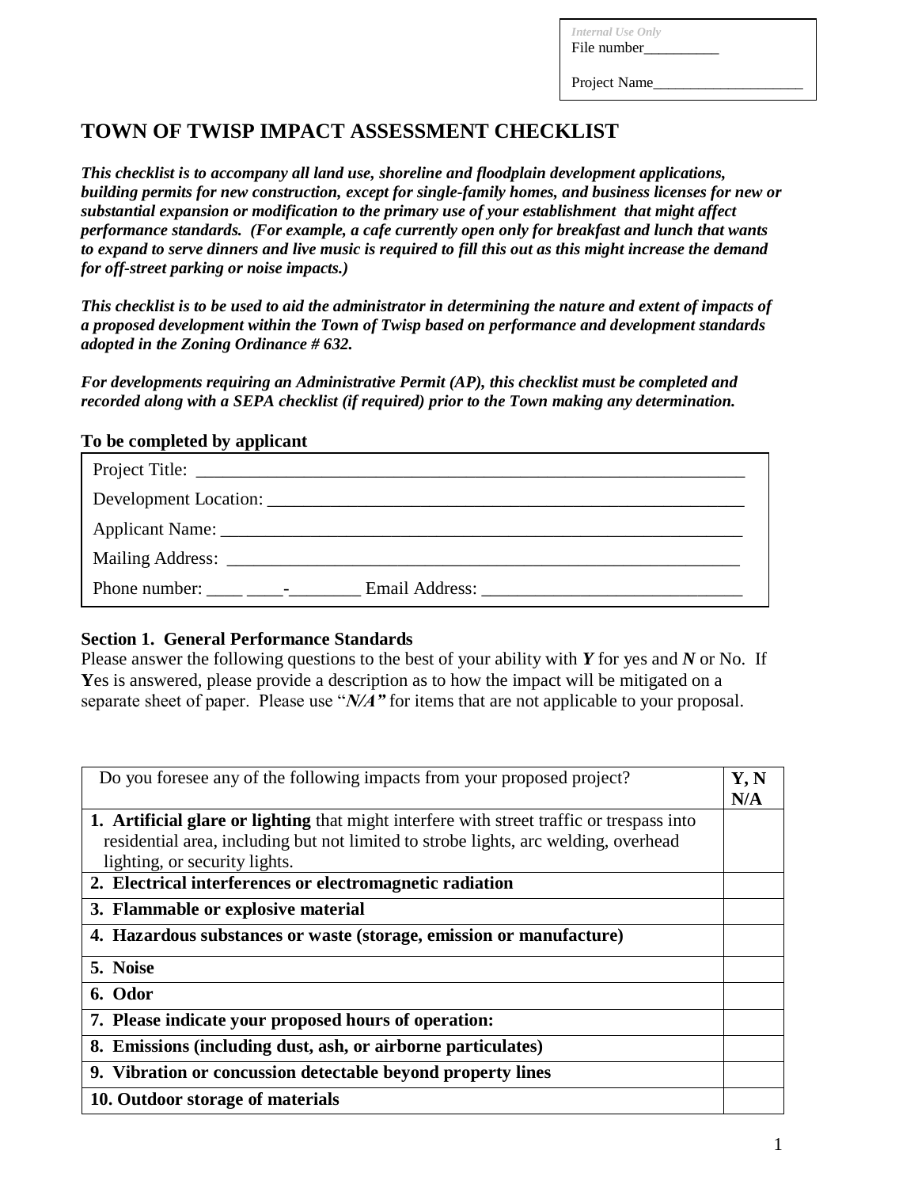*Internal Use Only*
File number__________

Project Name____________________

# TOWN OF TWISP IMPACT ASSESSMENT CHECKLIST

***This checklist is to accompany all land use, shoreline and floodplain development applications, building permits for new construction, except for single-family homes, and business licenses for new or substantial expansion or modification to the primary use of your establishment that might affect performance standards. (For example, a cafe currently open only for breakfast and lunch that wants to expand to serve dinners and live music is required to fill this out as this might increase the demand for off-street parking or noise impacts.)***

***This checklist is to be used to aid the administrator in determining the nature and extent of impacts of a proposed development within the Town of Twisp based on performance and development standards adopted in the Zoning Ordinance # 632.***

***For developments requiring an Administrative Permit (AP), this checklist must be completed and recorded along with a SEPA checklist (if required) prior to the Town making any determination.***

**To be completed by applicant**

Project Title: ______________________________________________________________

Development Location: ______________________________________________________

Applicant Name: ___________________________________________________________

Mailing Address: ___________________________________________________________

Phone number: ____ ____-________ Email Address: ____________________________

**Section 1. General Performance Standards**

Please answer the following questions to the best of your ability with ***Y*** for yes and ***N*** or No. If **Y**es is answered, please provide a description as to how the impact will be mitigated on a separate sheet of paper. Please use "***N/A"*** for items that are not applicable to your proposal.

| Do you foresee any of the following impacts from your proposed project? | **Y, N N/A** |
|---|---|
| **1. Artificial glare or lighting** that might interfere with street traffic or trespass into residential area, including but not limited to strobe lights, arc welding, overhead lighting, or security lights. | |
| **2. Electrical interferences or electromagnetic radiation** | |
| **3. Flammable or explosive material** | |
| **4. Hazardous substances or waste (storage, emission or manufacture)** | |
| **5. Noise** | |
| **6. Odor** | |
| **7. Please indicate your proposed hours of operation:** | |
| **8. Emissions (including dust, ash, or airborne particulates)** | |
| **9. Vibration or concussion detectable beyond property lines** | |
| **10. Outdoor storage of materials** | |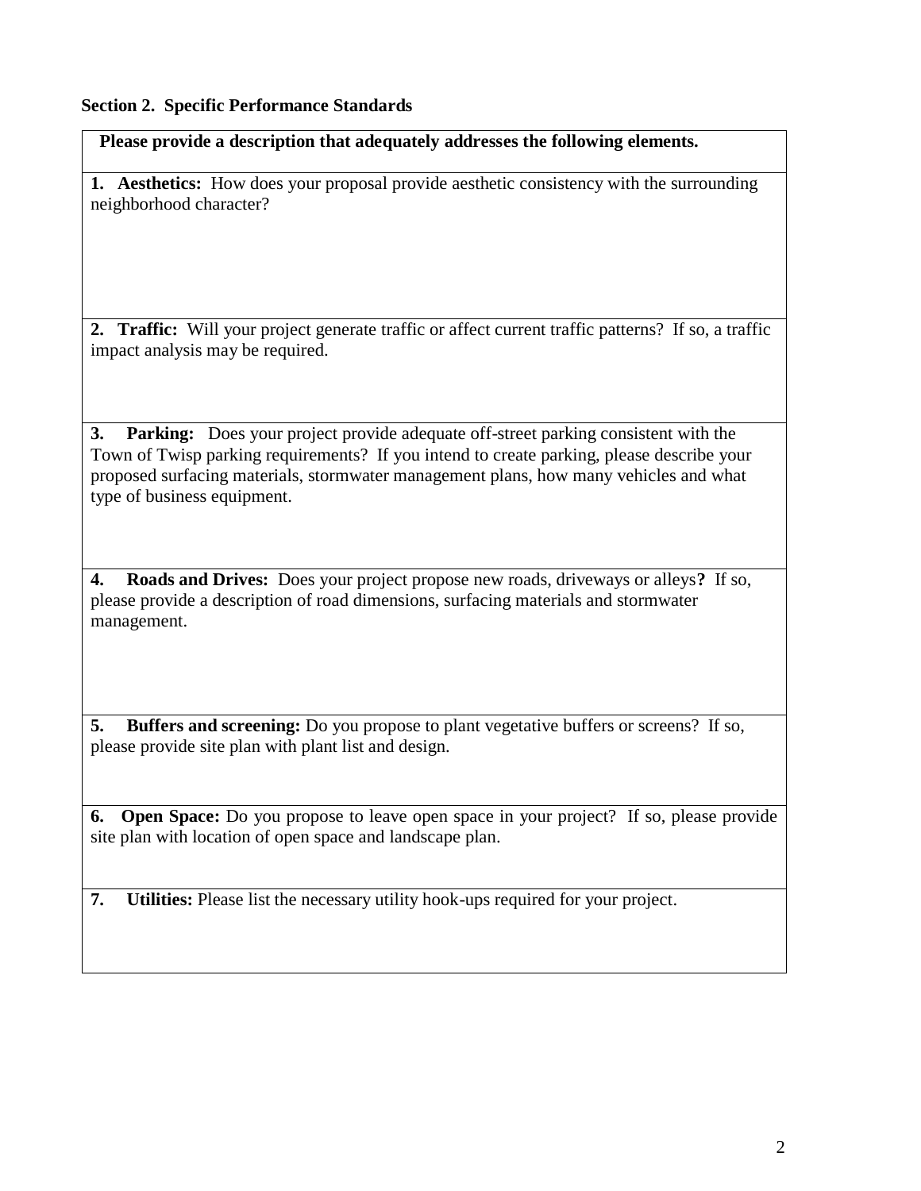**Section 2. Specific Performance Standards**

| Please provide a description that adequately addresses the following elements. |
|---|
| **1. Aesthetics:** How does your proposal provide aesthetic consistency with the surrounding neighborhood character? |
| **2. Traffic:** Will your project generate traffic or affect current traffic patterns? If so, a traffic impact analysis may be required. |
| **3. Parking:** Does your project provide adequate off-street parking consistent with the Town of Twisp parking requirements? If you intend to create parking, please describe your proposed surfacing materials, stormwater management plans, how many vehicles and what type of business equipment. |
| **4. Roads and Drives:** Does your project propose new roads, driveways or alleys**?** If so, please provide a description of road dimensions, surfacing materials and stormwater management. |
| **5. Buffers and screening:** Do you propose to plant vegetative buffers or screens? If so, please provide site plan with plant list and design. |
| **6. Open Space:** Do you propose to leave open space in your project? If so, please provide site plan with location of open space and landscape plan. |
| **7. Utilities:** Please list the necessary utility hook-ups required for your project. |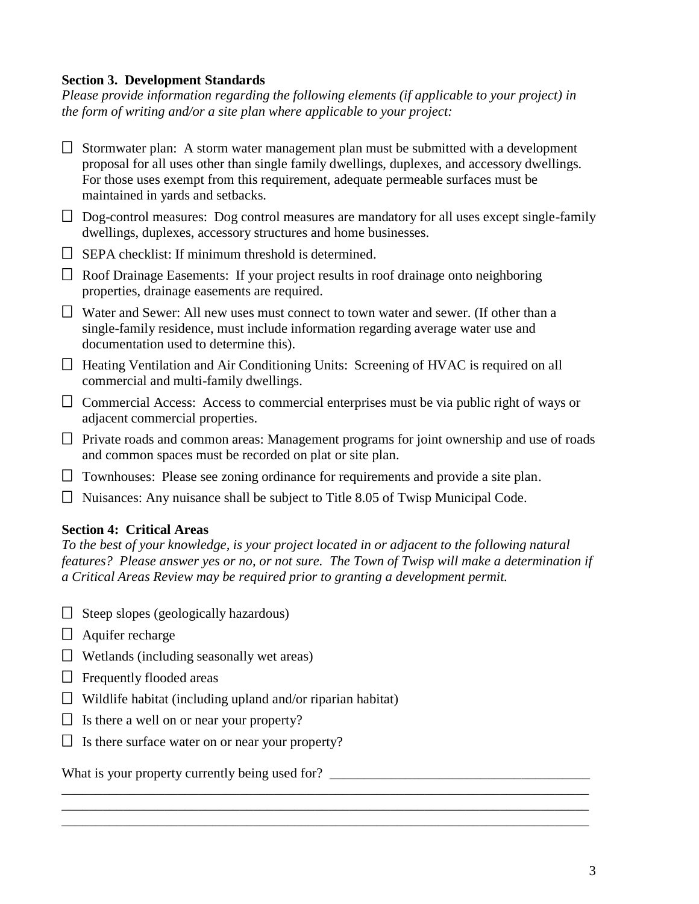**Section 3. Development Standards**

*Please provide information regarding the following elements (if applicable to your project) in the form of writing and/or a site plan where applicable to your project:*

- ☐ Stormwater plan: A storm water management plan must be submitted with a development proposal for all uses other than single family dwellings, duplexes, and accessory dwellings. For those uses exempt from this requirement, adequate permeable surfaces must be maintained in yards and setbacks.
- ☐ Dog-control measures: Dog control measures are mandatory for all uses except single-family dwellings, duplexes, accessory structures and home businesses.
- ☐ SEPA checklist: If minimum threshold is determined.
- ☐ Roof Drainage Easements: If your project results in roof drainage onto neighboring properties, drainage easements are required.
- ☐ Water and Sewer: All new uses must connect to town water and sewer. (If other than a single-family residence, must include information regarding average water use and documentation used to determine this).
- ☐ Heating Ventilation and Air Conditioning Units: Screening of HVAC is required on all commercial and multi-family dwellings.
- ☐ Commercial Access: Access to commercial enterprises must be via public right of ways or adjacent commercial properties.
- ☐ Private roads and common areas: Management programs for joint ownership and use of roads and common spaces must be recorded on plat or site plan.
- ☐ Townhouses: Please see zoning ordinance for requirements and provide a site plan.
- ☐ Nuisances: Any nuisance shall be subject to Title 8.05 of Twisp Municipal Code.

**Section 4: Critical Areas**

*To the best of your knowledge, is your project located in or adjacent to the following natural features? Please answer yes or no, or not sure. The Town of Twisp will make a determination if a Critical Areas Review may be required prior to granting a development permit.*

- ☐ Steep slopes (geologically hazardous)
- ☐ Aquifer recharge
- ☐ Wetlands (including seasonally wet areas)
- ☐ Frequently flooded areas
- ☐ Wildlife habitat (including upland and/or riparian habitat)
- ☐ Is there a well on or near your property?
- ☐ Is there surface water on or near your property?

What is your property currently being used for? ______________________________________

________________________________________________________________________________

________________________________________________________________________________

________________________________________________________________________________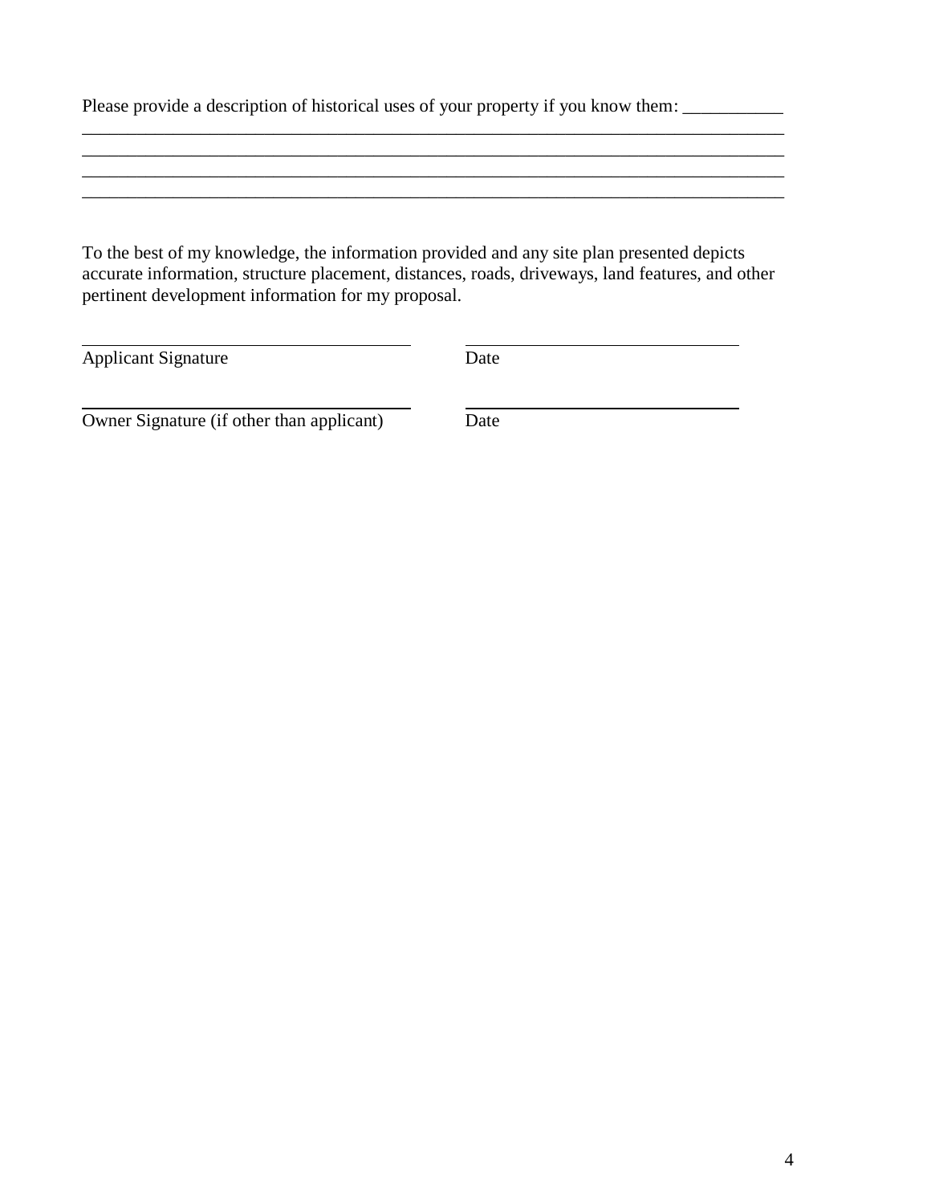Please provide a description of historical uses of your property if you know them: ___________
_______________________________________________________________________________
_______________________________________________________________________________
_______________________________________________________________________________
_______________________________________________________________________________

To the best of my knowledge, the information provided and any site plan presented depicts accurate information, structure placement, distances, roads, driveways, land features, and other pertinent development information for my proposal.

____________________________________ ______________________________
Applicant Signature Date

____________________________________ ______________________________
Owner Signature (if other than applicant) Date